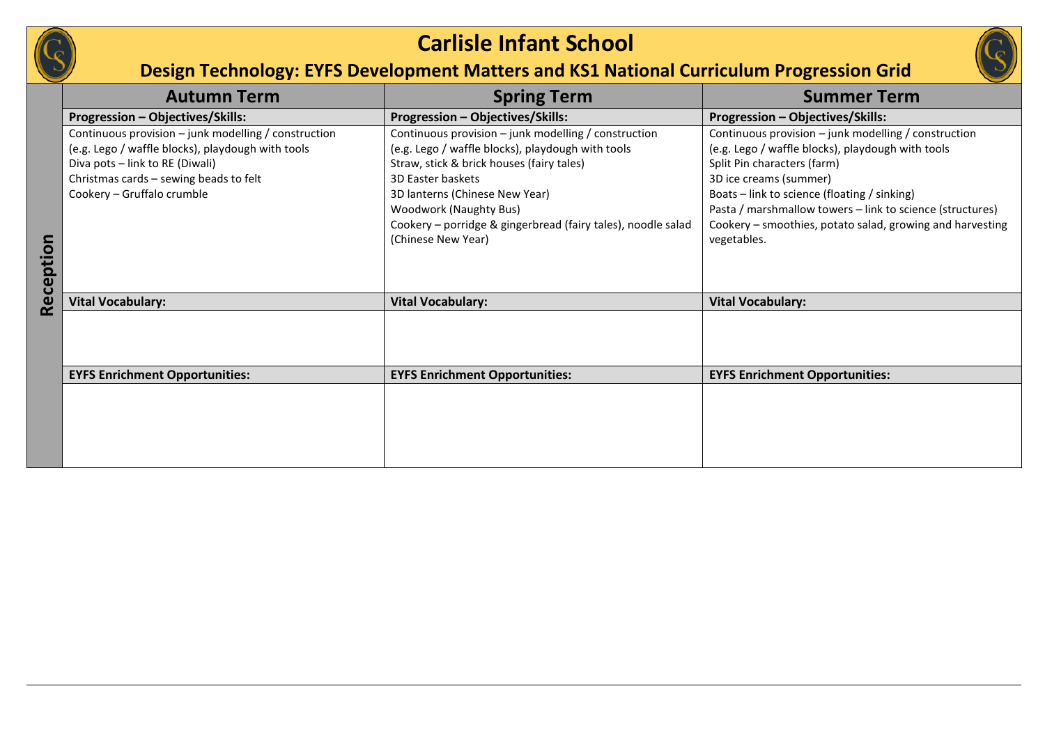# Carlisle Infant School

## Design Technology: EYFS Development Matters and KS1 National Curriculum Progression Grid

| Reception | Autumn Term | Spring Term | Summer Term |
|---|---|---|---|
| | **Progression – Objectives/Skills:** | **Progression – Objectives/Skills:** | **Progression – Objectives/Skills:** |
| | Continuous provision – junk modelling / construction (e.g. Lego / waffle blocks), playdough with tools<br>Diva pots – link to RE (Diwali)<br>Christmas cards – sewing beads to felt<br>Cookery – Gruffalo crumble | Continuous provision – junk modelling / construction (e.g. Lego / waffle blocks), playdough with tools<br>Straw, stick & brick houses (fairy tales)<br>3D Easter baskets<br>3D lanterns (Chinese New Year)<br>Woodwork (Naughty Bus)<br>Cookery – porridge & gingerbread (fairy tales), noodle salad (Chinese New Year) | Continuous provision – junk modelling / construction (e.g. Lego / waffle blocks), playdough with tools<br>Split Pin characters (farm)<br>3D ice creams (summer)<br>Boats – link to science (floating / sinking)<br>Pasta / marshmallow towers – link to science (structures)<br>Cookery – smoothies, potato salad, growing and harvesting vegetables. |
| | **Vital Vocabulary:** | **Vital Vocabulary:** | **Vital Vocabulary:** |
| | | | |
| | **EYFS Enrichment Opportunities:** | **EYFS Enrichment Opportunities:** | **EYFS Enrichment Opportunities:** |
| | | | |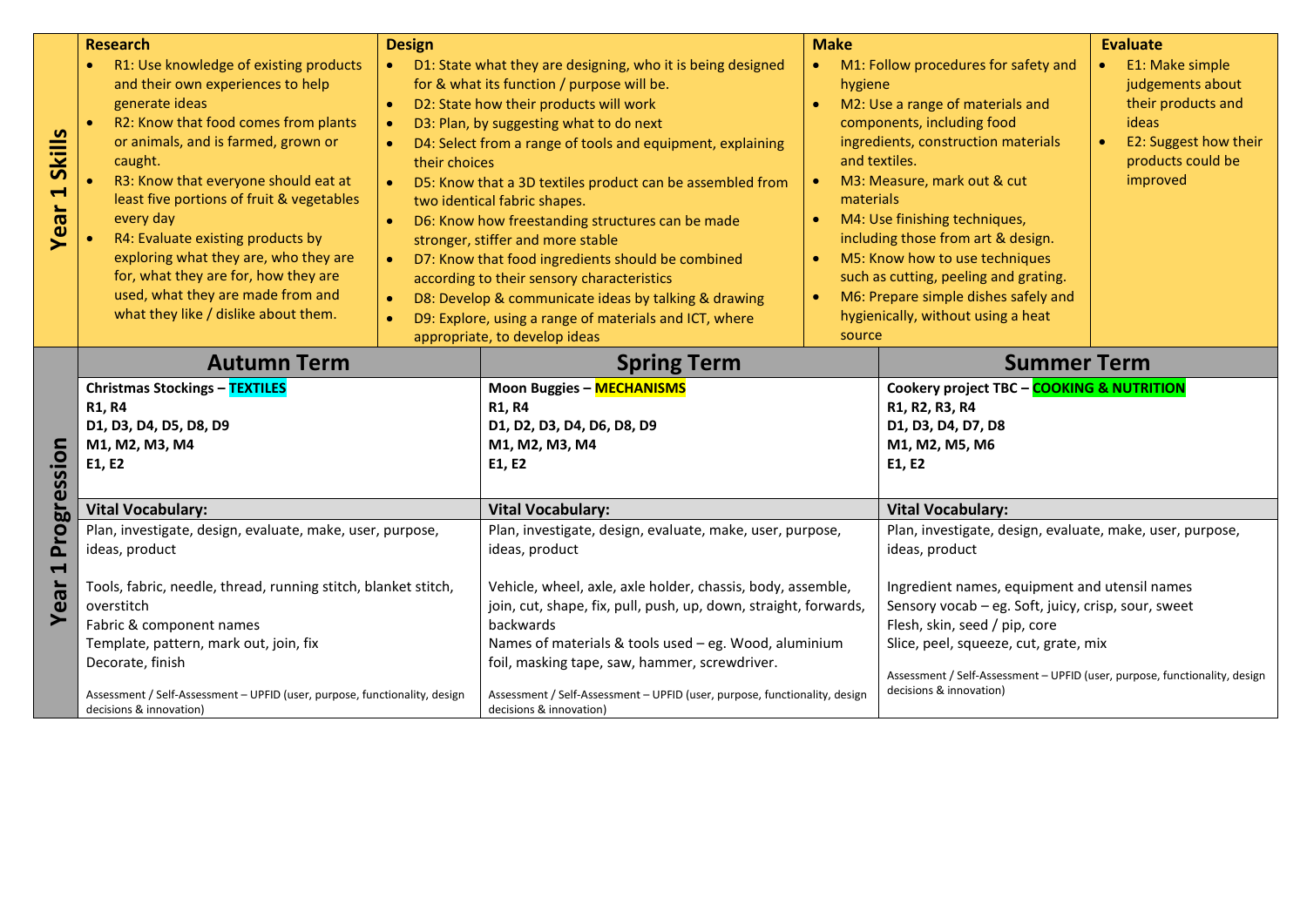## Year 1 Skills

| Research | Design | Make | Evaluate |
|---|---|---|---|
| • R1: Use knowledge of existing products and their own experiences to help generate ideas<br>• R2: Know that food comes from plants or animals, and is farmed, grown or caught.<br>• R3: Know that everyone should eat at least five portions of fruit & vegetables every day<br>• R4: Evaluate existing products by exploring what they are, who they are for, what they are for, how they are used, what they are made from and what they like / dislike about them. | • D1: State what they are designing, who it is being designed for & what its function / purpose will be.<br>• D2: State how their products will work<br>• D3: Plan, by suggesting what to do next<br>• D4: Select from a range of tools and equipment, explaining their choices<br>• D5: Know that a 3D textiles product can be assembled from two identical fabric shapes.<br>• D6: Know how freestanding structures can be made stronger, stiffer and more stable<br>• D7: Know that food ingredients should be combined according to their sensory characteristics<br>• D8: Develop & communicate ideas by talking & drawing<br>• D9: Explore, using a range of materials and ICT, where appropriate, to develop ideas | • M1: Follow procedures for safety and hygiene<br>• M2: Use a range of materials and components, including food ingredients, construction materials and textiles.<br>• M3: Measure, mark out & cut materials<br>• M4: Use finishing techniques, including those from art & design.<br>• M5: Know how to use techniques such as cutting, peeling and grating.<br>• M6: Prepare simple dishes safely and hygienically, without using a heat source | • E1: Make simple judgements about their products and ideas<br>• E2: Suggest how their products could be improved |

## Year 1 Progression

| Autumn Term | Spring Term | Summer Term |
|---|---|---|
| **Christmas Stockings – TEXTILES**<br>**R1, R4**<br>**D1, D3, D4, D5, D8, D9**<br>**M1, M2, M3, M4**<br>**E1, E2** | **Moon Buggies – MECHANISMS**<br>**R1, R4**<br>**D1, D2, D3, D4, D6, D8, D9**<br>**M1, M2, M3, M4**<br>**E1, E2** | **Cookery project TBC – COOKING & NUTRITION**<br>**R1, R2, R3, R4**<br>**D1, D3, D4, D7, D8**<br>**M1, M2, M5, M6**<br>**E1, E2** |
| **Vital Vocabulary:** | **Vital Vocabulary:** | **Vital Vocabulary:** |
| Plan, investigate, design, evaluate, make, user, purpose, ideas, product<br><br>Tools, fabric, needle, thread, running stitch, blanket stitch, overstitch<br>Fabric & component names<br>Template, pattern, mark out, join, fix<br>Decorate, finish<br><br>Assessment / Self-Assessment – UPFID (user, purpose, functionality, design decisions & innovation) | Plan, investigate, design, evaluate, make, user, purpose, ideas, product<br><br>Vehicle, wheel, axle, axle holder, chassis, body, assemble, join, cut, shape, fix, pull, push, up, down, straight, forwards, backwards<br>Names of materials & tools used – eg. Wood, aluminium foil, masking tape, saw, hammer, screwdriver.<br><br>Assessment / Self-Assessment – UPFID (user, purpose, functionality, design decisions & innovation) | Plan, investigate, design, evaluate, make, user, purpose, ideas, product<br><br>Ingredient names, equipment and utensil names<br>Sensory vocab – eg. Soft, juicy, crisp, sour, sweet<br>Flesh, skin, seed / pip, core<br>Slice, peel, squeeze, cut, grate, mix<br><br>Assessment / Self-Assessment – UPFID (user, purpose, functionality, design decisions & innovation) |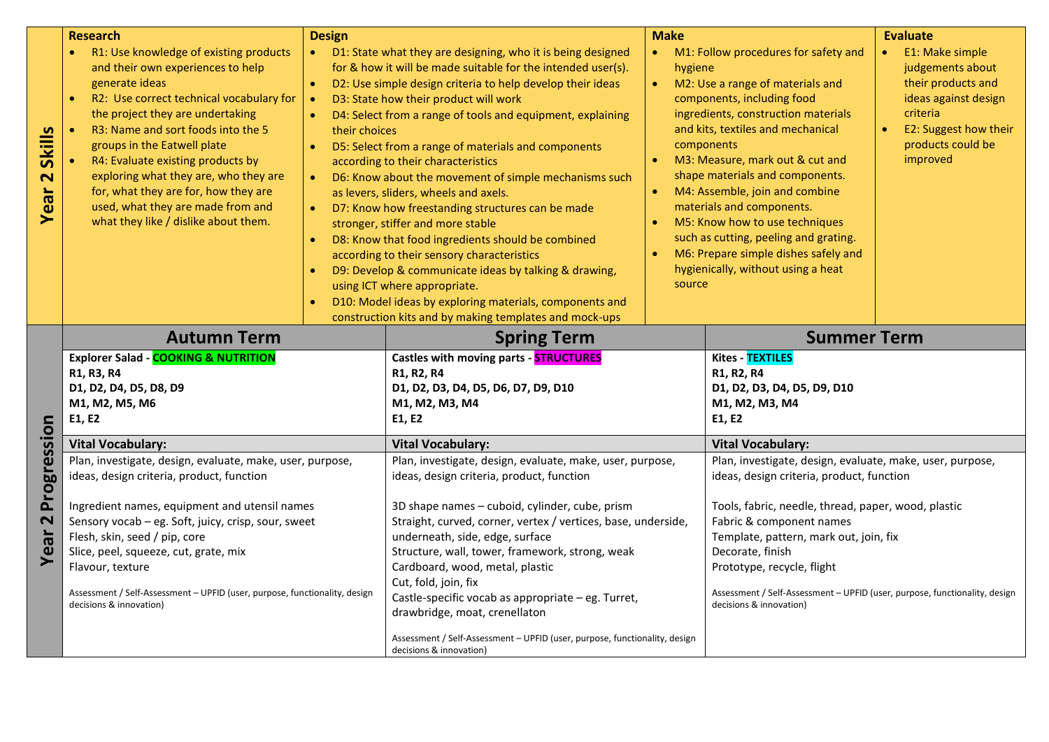| Year 2 Skills | Research | Design | Make | Evaluate |
|---|---|---|---|---|
| | • R1: Use knowledge of existing products and their own experiences to help generate ideas<br>• R2: Use correct technical vocabulary for the project they are undertaking<br>• R3: Name and sort foods into the 5 groups in the Eatwell plate<br>• R4: Evaluate existing products by exploring what they are, who they are for, what they are for, how they are used, what they are made from and what they like / dislike about them. | • D1: State what they are designing, who it is being designed for & how it will be made suitable for the intended user(s).<br>• D2: Use simple design criteria to help develop their ideas<br>• D3: State how their product will work<br>• D4: Select from a range of tools and equipment, explaining their choices<br>• D5: Select from a range of materials and components according to their characteristics<br>• D6: Know about the movement of simple mechanisms such as levers, sliders, wheels and axels.<br>• D7: Know how freestanding structures can be made stronger, stiffer and more stable<br>• D8: Know that food ingredients should be combined according to their sensory characteristics<br>• D9: Develop & communicate ideas by talking & drawing, using ICT where appropriate.<br>• D10: Model ideas by exploring materials, components and construction kits and by making templates and mock-ups | • M1: Follow procedures for safety and hygiene<br>• M2: Use a range of materials and components, including food ingredients, construction materials and kits, textiles and mechanical components<br>• M3: Measure, mark out & cut and shape materials and components.<br>• M4: Assemble, join and combine materials and components.<br>• M5: Know how to use techniques such as cutting, peeling and grating.<br>• M6: Prepare simple dishes safely and hygienically, without using a heat source | • E1: Make simple judgements about their products and ideas against design criteria<br>• E2: Suggest how their products could be improved |

| Year 2 Progression | Autumn Term | Spring Term | Summer Term |
|---|---|---|---|
| | **Explorer Salad - COOKING & NUTRITION**<br>**R1, R3, R4**<br>**D1, D2, D4, D5, D8, D9**<br>**M1, M2, M5, M6**<br>**E1, E2** | **Castles with moving parts - STRUCTURES**<br>**R1, R2, R4**<br>**D1, D2, D3, D4, D5, D6, D7, D9, D10**<br>**M1, M2, M3, M4**<br>**E1, E2** | **Kites - TEXTILES**<br>**R1, R2, R4**<br>**D1, D2, D3, D4, D5, D9, D10**<br>**M1, M2, M3, M4**<br>**E1, E2** |
| | **Vital Vocabulary:** | **Vital Vocabulary:** | **Vital Vocabulary:** |
| | Plan, investigate, design, evaluate, make, user, purpose, ideas, design criteria, product, function<br><br>Ingredient names, equipment and utensil names<br>Sensory vocab – eg. Soft, juicy, crisp, sour, sweet<br>Flesh, skin, seed / pip, core<br>Slice, peel, squeeze, cut, grate, mix<br>Flavour, texture<br><br>Assessment / Self-Assessment – UPFID (user, purpose, functionality, design decisions & innovation) | Plan, investigate, design, evaluate, make, user, purpose, ideas, design criteria, product, function<br><br>3D shape names – cuboid, cylinder, cube, prism<br>Straight, curved, corner, vertex / vertices, base, underside, underneath, side, edge, surface<br>Structure, wall, tower, framework, strong, weak<br>Cardboard, wood, metal, plastic<br>Cut, fold, join, fix<br>Castle-specific vocab as appropriate – eg. Turret, drawbridge, moat, crenellaton<br><br>Assessment / Self-Assessment – UPFID (user, purpose, functionality, design decisions & innovation) | Plan, investigate, design, evaluate, make, user, purpose, ideas, design criteria, product, function<br><br>Tools, fabric, needle, thread, paper, wood, plastic<br>Fabric & component names<br>Template, pattern, mark out, join, fix<br>Decorate, finish<br>Prototype, recycle, flight<br><br>Assessment / Self-Assessment – UPFID (user, purpose, functionality, design decisions & innovation) |